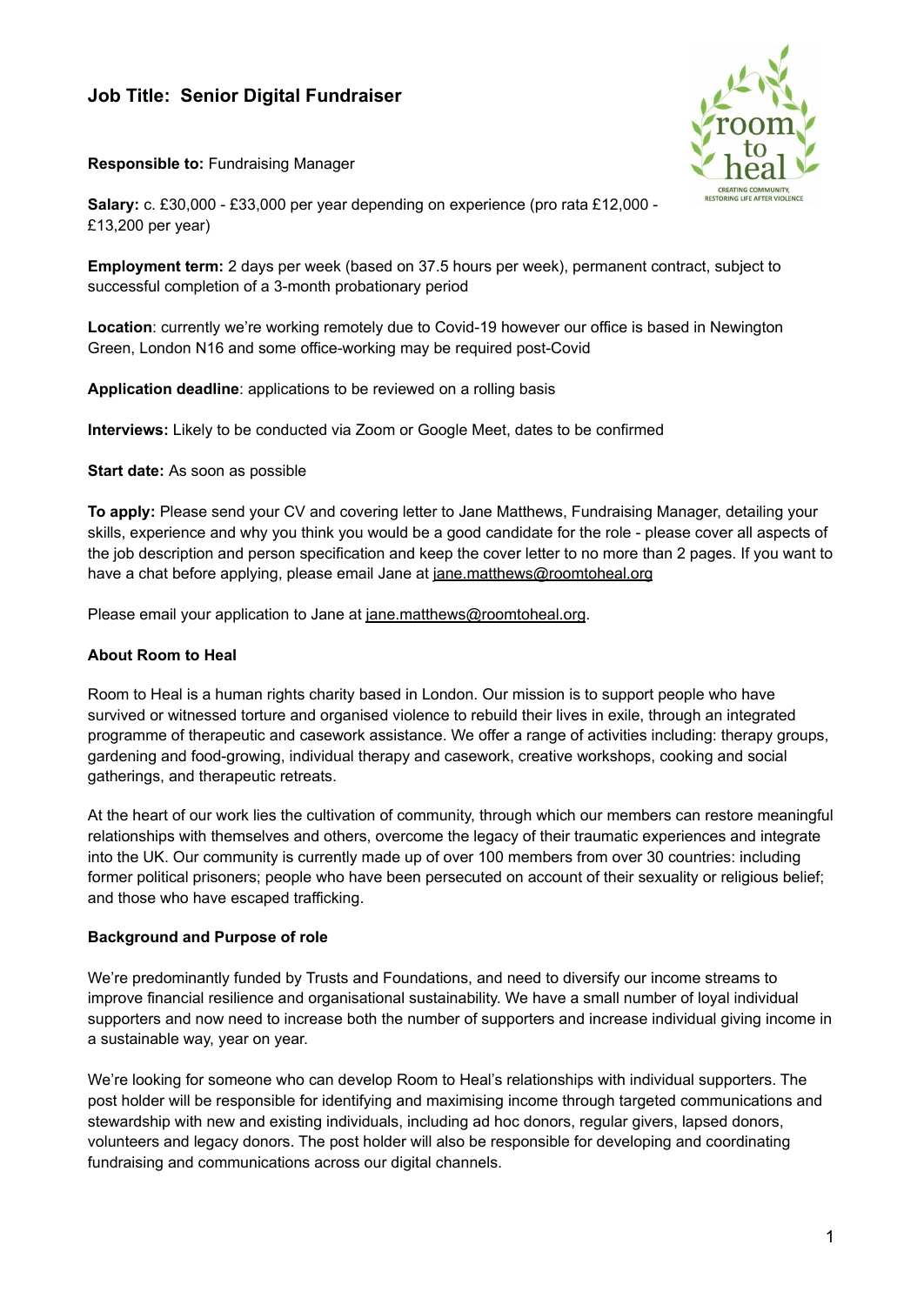# Job Title: Senior Digital Fundraiser

**Responsible to:** Fundraising Manager

**Salary:** c. £30,000 - £33,000 per year depending on experience (pro rata £12,000 - £13,200 per year)

**Employment term:** 2 days per week (based on 37.5 hours per week), permanent contract, subject to successful completion of a 3-month probationary period

**Location**: currently we're working remotely due to Covid-19 however our office is based in Newington Green, London N16 and some office-working may be required post-Covid

**Application deadline**: applications to be reviewed on a rolling basis

**Interviews:** Likely to be conducted via Zoom or Google Meet, dates to be confirmed

**Start date:** As soon as possible

**To apply:** Please send your CV and covering letter to Jane Matthews, Fundraising Manager, detailing your skills, experience and why you think you would be a good candidate for the role - please cover all aspects of the job description and person specification and keep the cover letter to no more than 2 pages. If you want to have a chat before applying, please email Jane at jane.matthews@roomtoheal.org

Please email your application to Jane at jane.matthews@roomtoheal.org.

## About Room to Heal

Room to Heal is a human rights charity based in London. Our mission is to support people who have survived or witnessed torture and organised violence to rebuild their lives in exile, through an integrated programme of therapeutic and casework assistance. We offer a range of activities including: therapy groups, gardening and food-growing, individual therapy and casework, creative workshops, cooking and social gatherings, and therapeutic retreats.

At the heart of our work lies the cultivation of community, through which our members can restore meaningful relationships with themselves and others, overcome the legacy of their traumatic experiences and integrate into the UK. Our community is currently made up of over 100 members from over 30 countries: including former political prisoners; people who have been persecuted on account of their sexuality or religious belief; and those who have escaped trafficking.

## Background and Purpose of role

We're predominantly funded by Trusts and Foundations, and need to diversify our income streams to improve financial resilience and organisational sustainability. We have a small number of loyal individual supporters and now need to increase both the number of supporters and increase individual giving income in a sustainable way, year on year.

We're looking for someone who can develop Room to Heal's relationships with individual supporters. The post holder will be responsible for identifying and maximising income through targeted communications and stewardship with new and existing individuals, including ad hoc donors, regular givers, lapsed donors, volunteers and legacy donors. The post holder will also be responsible for developing and coordinating fundraising and communications across our digital channels.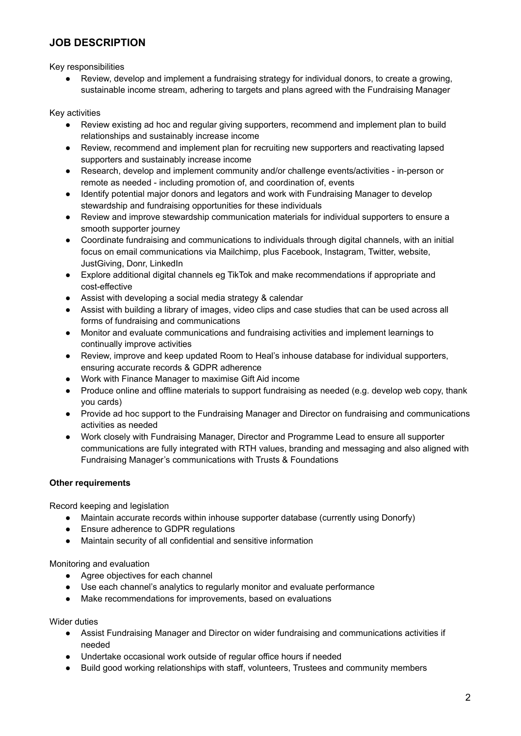## JOB DESCRIPTION

Key responsibilities

- Review, develop and implement a fundraising strategy for individual donors, to create a growing, sustainable income stream, adhering to targets and plans agreed with the Fundraising Manager

Key activities

- Review existing ad hoc and regular giving supporters, recommend and implement plan to build relationships and sustainably increase income
- Review, recommend and implement plan for recruiting new supporters and reactivating lapsed supporters and sustainably increase income
- Research, develop and implement community and/or challenge events/activities - in-person or remote as needed - including promotion of, and coordination of, events
- Identify potential major donors and legators and work with Fundraising Manager to develop stewardship and fundraising opportunities for these individuals
- Review and improve stewardship communication materials for individual supporters to ensure a smooth supporter journey
- Coordinate fundraising and communications to individuals through digital channels, with an initial focus on email communications via Mailchimp, plus Facebook, Instagram, Twitter, website, JustGiving, Donr, LinkedIn
- Explore additional digital channels eg TikTok and make recommendations if appropriate and cost-effective
- Assist with developing a social media strategy & calendar
- Assist with building a library of images, video clips and case studies that can be used across all forms of fundraising and communications
- Monitor and evaluate communications and fundraising activities and implement learnings to continually improve activities
- Review, improve and keep updated Room to Heal's inhouse database for individual supporters, ensuring accurate records & GDPR adherence
- Work with Finance Manager to maximise Gift Aid income
- Produce online and offline materials to support fundraising as needed (e.g. develop web copy, thank you cards)
- Provide ad hoc support to the Fundraising Manager and Director on fundraising and communications activities as needed
- Work closely with Fundraising Manager, Director and Programme Lead to ensure all supporter communications are fully integrated with RTH values, branding and messaging and also aligned with Fundraising Manager's communications with Trusts & Foundations

**Other requirements**

Record keeping and legislation

- Maintain accurate records within inhouse supporter database (currently using Donorfy)
- Ensure adherence to GDPR regulations
- Maintain security of all confidential and sensitive information

Monitoring and evaluation

- Agree objectives for each channel
- Use each channel's analytics to regularly monitor and evaluate performance
- Make recommendations for improvements, based on evaluations

Wider duties

- Assist Fundraising Manager and Director on wider fundraising and communications activities if needed
- Undertake occasional work outside of regular office hours if needed
- Build good working relationships with staff, volunteers, Trustees and community members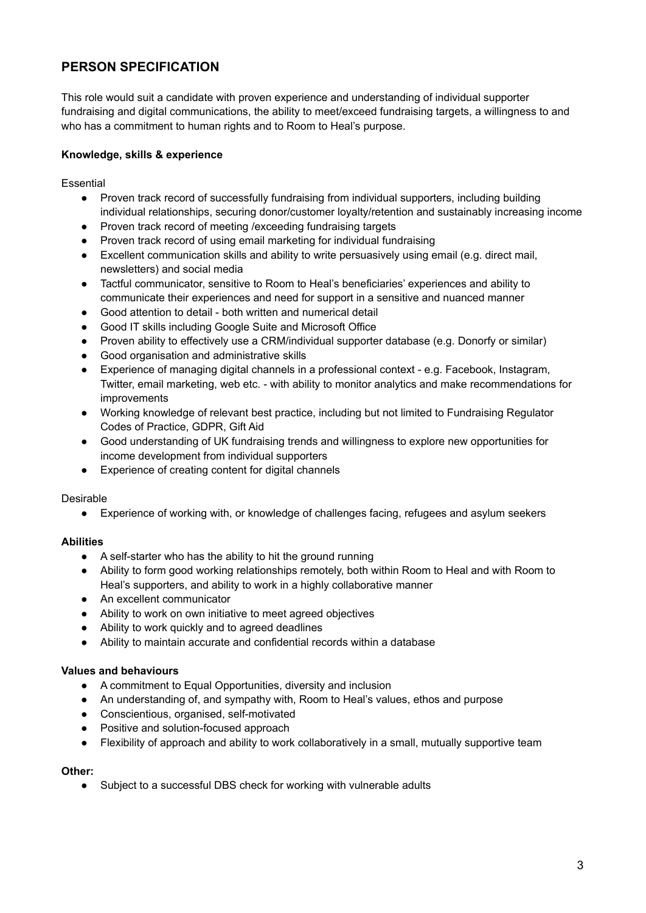## PERSON SPECIFICATION

This role would suit a candidate with proven experience and understanding of individual supporter fundraising and digital communications, the ability to meet/exceed fundraising targets, a willingness to and who has a commitment to human rights and to Room to Heal's purpose.

**Knowledge, skills & experience**

Essential

- Proven track record of successfully fundraising from individual supporters, including building individual relationships, securing donor/customer loyalty/retention and sustainably increasing income
- Proven track record of meeting /exceeding fundraising targets
- Proven track record of using email marketing for individual fundraising
- Excellent communication skills and ability to write persuasively using email (e.g. direct mail, newsletters) and social media
- Tactful communicator, sensitive to Room to Heal's beneficiaries' experiences and ability to communicate their experiences and need for support in a sensitive and nuanced manner
- Good attention to detail - both written and numerical detail
- Good IT skills including Google Suite and Microsoft Office
- Proven ability to effectively use a CRM/individual supporter database (e.g. Donorfy or similar)
- Good organisation and administrative skills
- Experience of managing digital channels in a professional context - e.g. Facebook, Instagram, Twitter, email marketing, web etc. - with ability to monitor analytics and make recommendations for improvements
- Working knowledge of relevant best practice, including but not limited to Fundraising Regulator Codes of Practice, GDPR, Gift Aid
- Good understanding of UK fundraising trends and willingness to explore new opportunities for income development from individual supporters
- Experience of creating content for digital channels

Desirable

- Experience of working with, or knowledge of challenges facing, refugees and asylum seekers

**Abilities**

- A self-starter who has the ability to hit the ground running
- Ability to form good working relationships remotely, both within Room to Heal and with Room to Heal's supporters, and ability to work in a highly collaborative manner
- An excellent communicator
- Ability to work on own initiative to meet agreed objectives
- Ability to work quickly and to agreed deadlines
- Ability to maintain accurate and confidential records within a database

**Values and behaviours**

- A commitment to Equal Opportunities, diversity and inclusion
- An understanding of, and sympathy with, Room to Heal's values, ethos and purpose
- Conscientious, organised, self-motivated
- Positive and solution-focused approach
- Flexibility of approach and ability to work collaboratively in a small, mutually supportive team

**Other:**

- Subject to a successful DBS check for working with vulnerable adults